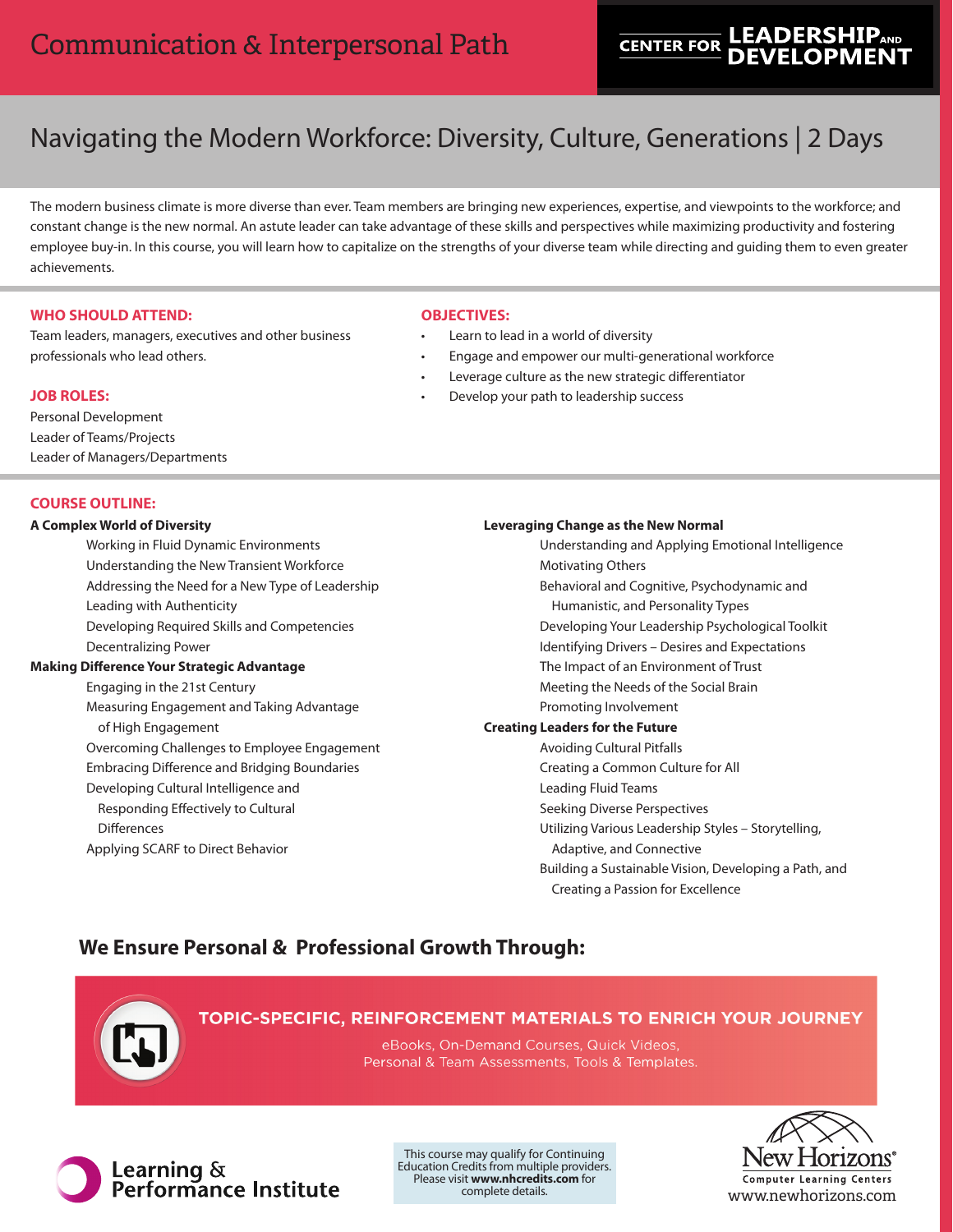# Communication & Interpersonal Path

CENTER FOR LEADERSHIP AND DEVELOPMENT

## Navigating the Modern Workforce: Diversity, Culture, Generations | 2 Days

The modern business climate is more diverse than ever. Team members are bringing new experiences, expertise, and viewpoints to the workforce; and constant change is the new normal. An astute leader can take advantage of these skills and perspectives while maximizing productivity and fostering employee buy-in. In this course, you will learn how to capitalize on the strengths of your diverse team while directing and guiding them to even greater achievements.

### WHO SHOULD ATTEND:

Team leaders, managers, executives and other business professionals who lead others.

### JOB ROLES:

Personal Development
Leader of Teams/Projects
Leader of Managers/Departments

### OBJECTIVES:

- Learn to lead in a world of diversity
- Engage and empower our multi-generational workforce
- Leverage culture as the new strategic differentiator
- Develop your path to leadership success

### COURSE OUTLINE:

**A Complex World of Diversity**

- Working in Fluid Dynamic Environments
- Understanding the New Transient Workforce
- Addressing the Need for a New Type of Leadership
- Leading with Authenticity
- Developing Required Skills and Competencies
- Decentralizing Power

**Making Difference Your Strategic Advantage**

- Engaging in the 21st Century
- Measuring Engagement and Taking Advantage of High Engagement
- Overcoming Challenges to Employee Engagement
- Embracing Difference and Bridging Boundaries
- Developing Cultural Intelligence and Responding Effectively to Cultural Differences
- Applying SCARF to Direct Behavior

**Leveraging Change as the New Normal**

- Understanding and Applying Emotional Intelligence
- Motivating Others
- Behavioral and Cognitive, Psychodynamic and Humanistic, and Personality Types
- Developing Your Leadership Psychological Toolkit
- Identifying Drivers – Desires and Expectations
- The Impact of an Environment of Trust
- Meeting the Needs of the Social Brain
- Promoting Involvement

**Creating Leaders for the Future**

- Avoiding Cultural Pitfalls
- Creating a Common Culture for All
- Leading Fluid Teams
- Seeking Diverse Perspectives
- Utilizing Various Leadership Styles – Storytelling, Adaptive, and Connective
- Building a Sustainable Vision, Developing a Path, and Creating a Passion for Excellence

## We Ensure Personal & Professional Growth Through:

**TOPIC-SPECIFIC, REINFORCEMENT MATERIALS TO ENRICH YOUR JOURNEY**

eBooks, On-Demand Courses, Quick Videos, Personal & Team Assessments, Tools & Templates.

Learning & Performance Institute

This course may qualify for Continuing Education Credits from multiple providers. Please visit **www.nhcredits.com** for complete details.

New Horizons® Computer Learning Centers
www.newhorizons.com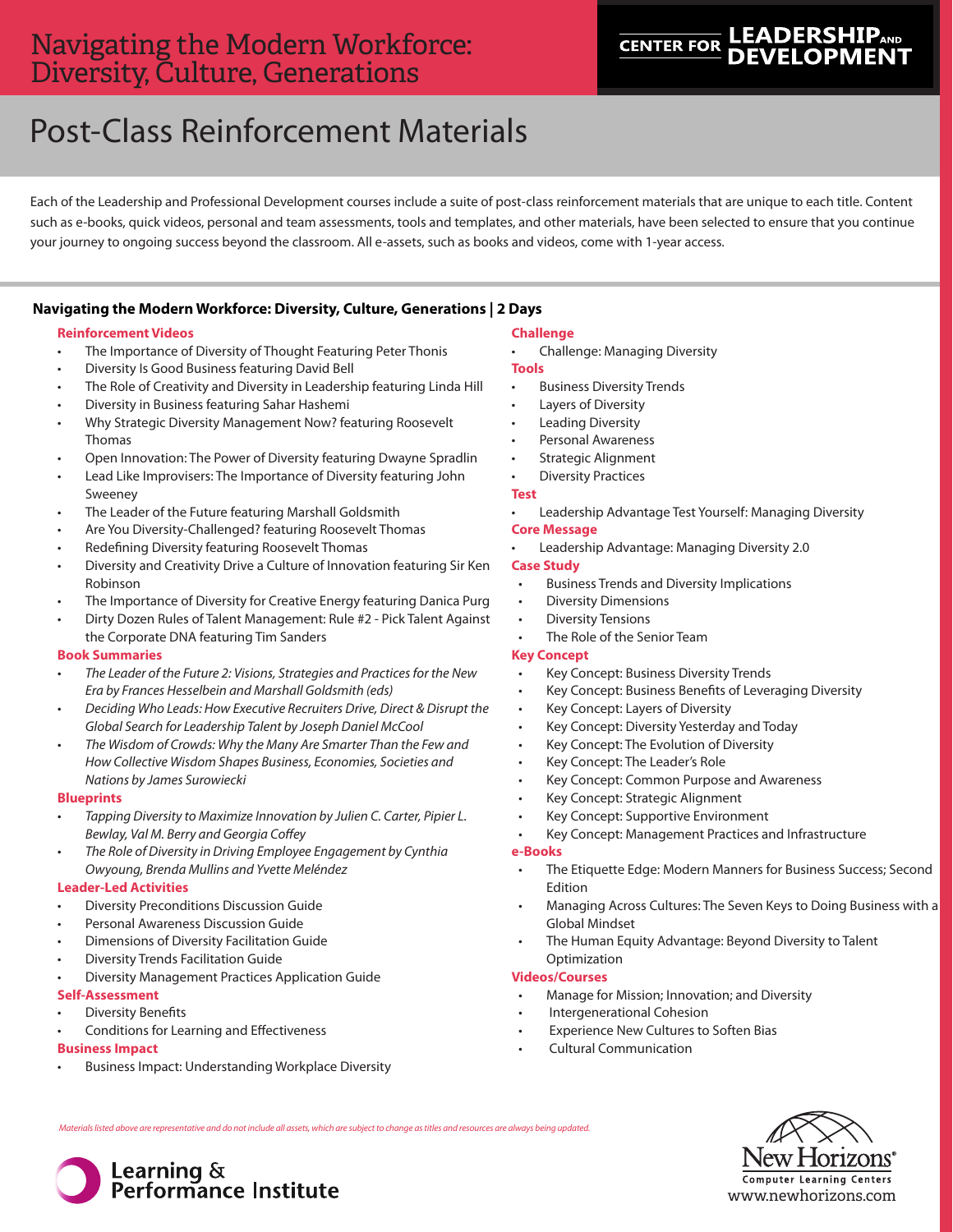# Navigating the Modern Workforce: Diversity, Culture, Generations

CENTER FOR LEADERSHIP AND DEVELOPMENT

## Post-Class Reinforcement Materials

Each of the Leadership and Professional Development courses include a suite of post-class reinforcement materials that are unique to each title. Content such as e-books, quick videos, personal and team assessments, tools and templates, and other materials, have been selected to ensure that you continue your journey to ongoing success beyond the classroom. All e-assets, such as books and videos, come with 1-year access.

### Navigating the Modern Workforce: Diversity, Culture, Generations | 2 Days

**Reinforcement Videos**

- The Importance of Diversity of Thought Featuring Peter Thonis
- Diversity Is Good Business featuring David Bell
- The Role of Creativity and Diversity in Leadership featuring Linda Hill
- Diversity in Business featuring Sahar Hashemi
- Why Strategic Diversity Management Now? featuring Roosevelt Thomas
- Open Innovation: The Power of Diversity featuring Dwayne Spradlin
- Lead Like Improvisers: The Importance of Diversity featuring John Sweeney
- The Leader of the Future featuring Marshall Goldsmith
- Are You Diversity-Challenged? featuring Roosevelt Thomas
- Redefining Diversity featuring Roosevelt Thomas
- Diversity and Creativity Drive a Culture of Innovation featuring Sir Ken Robinson
- The Importance of Diversity for Creative Energy featuring Danica Purg
- Dirty Dozen Rules of Talent Management: Rule #2 - Pick Talent Against the Corporate DNA featuring Tim Sanders

**Book Summaries**

- *The Leader of the Future 2: Visions, Strategies and Practices for the New Era by Frances Hesselbein and Marshall Goldsmith (eds)*
- *Deciding Who Leads: How Executive Recruiters Drive, Direct & Disrupt the Global Search for Leadership Talent by Joseph Daniel McCool*
- *The Wisdom of Crowds: Why the Many Are Smarter Than the Few and How Collective Wisdom Shapes Business, Economies, Societies and Nations by James Surowiecki*

**Blueprints**

- *Tapping Diversity to Maximize Innovation by Julien C. Carter, Pipier L. Bewlay, Val M. Berry and Georgia Coffey*
- *The Role of Diversity in Driving Employee Engagement by Cynthia Owyoung, Brenda Mullins and Yvette Meléndez*

**Leader-Led Activities**

- Diversity Preconditions Discussion Guide
- Personal Awareness Discussion Guide
- Dimensions of Diversity Facilitation Guide
- Diversity Trends Facilitation Guide
- Diversity Management Practices Application Guide

**Self-Assessment**

- Diversity Benefits
- Conditions for Learning and Effectiveness

**Business Impact**

- Business Impact: Understanding Workplace Diversity

**Challenge**

- Challenge: Managing Diversity

**Tools**

- Business Diversity Trends
- Layers of Diversity
- Leading Diversity
- Personal Awareness
- Strategic Alignment
- Diversity Practices

**Test**

- Leadership Advantage Test Yourself: Managing Diversity

**Core Message**

- Leadership Advantage: Managing Diversity 2.0

**Case Study**

- Business Trends and Diversity Implications
- Diversity Dimensions
- Diversity Tensions
- The Role of the Senior Team

**Key Concept**

- Key Concept: Business Diversity Trends
- Key Concept: Business Benefits of Leveraging Diversity
- Key Concept: Layers of Diversity
- Key Concept: Diversity Yesterday and Today
- Key Concept: The Evolution of Diversity
- Key Concept: The Leader's Role
- Key Concept: Common Purpose and Awareness
- Key Concept: Strategic Alignment
- Key Concept: Supportive Environment
- Key Concept: Management Practices and Infrastructure

**e-Books**

- The Etiquette Edge: Modern Manners for Business Success; Second Edition
- Managing Across Cultures: The Seven Keys to Doing Business with a Global Mindset
- The Human Equity Advantage: Beyond Diversity to Talent Optimization

**Videos/Courses**

- Manage for Mission; Innovation; and Diversity
- Intergenerational Cohesion
- Experience New Cultures to Soften Bias
- Cultural Communication

*Materials listed above are representative and do not include all assets, which are subject to change as titles and resources are always being updated.*

Learning & Performance Institute

New Horizons Computer Learning Centers
www.newhorizons.com